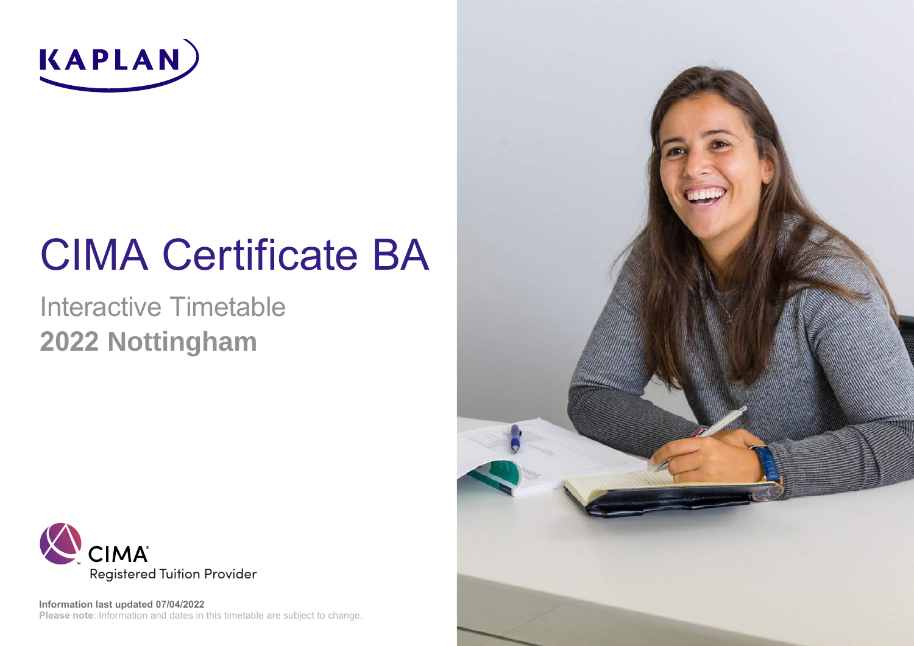KAPLAN

# CIMA Certificate BA

## Interactive Timetable
## **2022 Nottingham**

CIMA
Registered Tuition Provider

**Information last updated 07/04/2022**
**Please note**: Information and dates in this timetable are subject to change.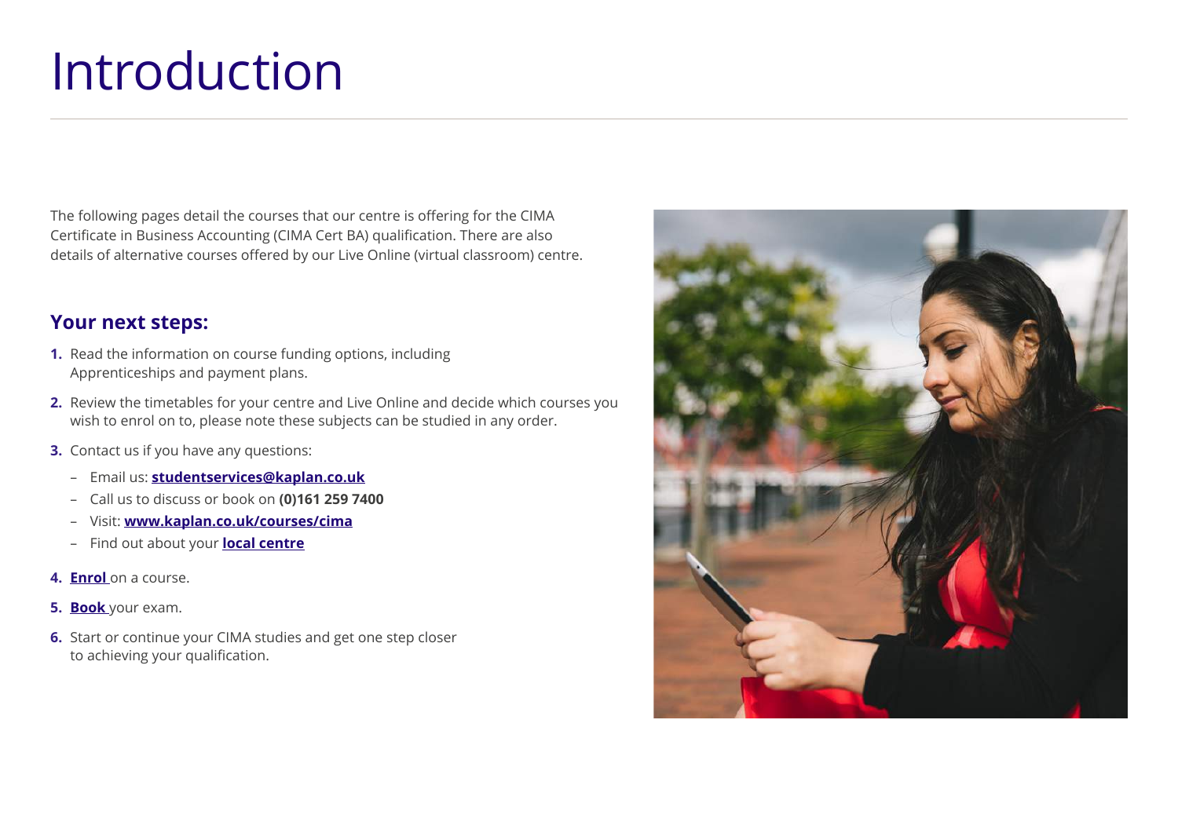# Introduction

The following pages detail the courses that our centre is offering for the CIMA Certificate in Business Accounting (CIMA Cert BA) qualification. There are also details of alternative courses offered by our Live Online (virtual classroom) centre.

## Your next steps:

1. Read the information on course funding options, including Apprenticeships and payment plans.
2. Review the timetables for your centre and Live Online and decide which courses you wish to enrol on to, please note these subjects can be studied in any order.
3. Contact us if you have any questions:
   - Email us: **studentservices@kaplan.co.uk**
   - Call us to discuss or book on **(0)161 259 7400**
   - Visit: **www.kaplan.co.uk/courses/cima**
   - Find out about your **local centre**
4. **Enrol** on a course.
5. **Book** your exam.
6. Start or continue your CIMA studies and get one step closer to achieving your qualification.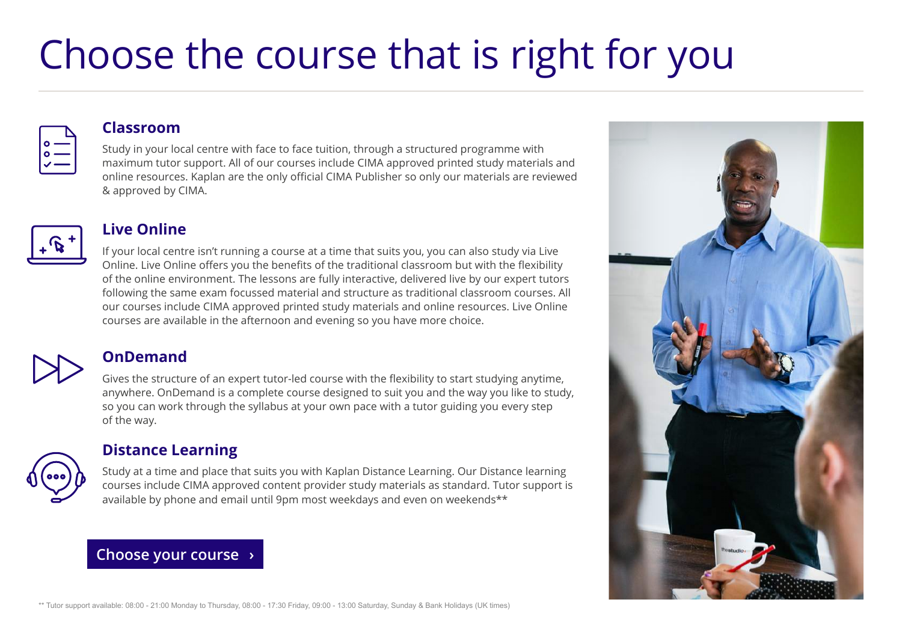# Choose the course that is right for you

## Classroom

Study in your local centre with face to face tuition, through a structured programme with maximum tutor support. All of our courses include CIMA approved printed study materials and online resources. Kaplan are the only official CIMA Publisher so only our materials are reviewed & approved by CIMA.

## Live Online

If your local centre isn't running a course at a time that suits you, you can also study via Live Online. Live Online offers you the benefits of the traditional classroom but with the flexibility of the online environment. The lessons are fully interactive, delivered live by our expert tutors following the same exam focussed material and structure as traditional classroom courses. All our courses include CIMA approved printed study materials and online resources. Live Online courses are available in the afternoon and evening so you have more choice.

## OnDemand

Gives the structure of an expert tutor-led course with the flexibility to start studying anytime, anywhere. OnDemand is a complete course designed to suit you and the way you like to study, so you can work through the syllabus at your own pace with a tutor guiding you every step of the way.

## Distance Learning

Study at a time and place that suits you with Kaplan Distance Learning. Our Distance learning courses include CIMA approved content provider study materials as standard. Tutor support is available by phone and email until 9pm most weekdays and even on weekends**

**Choose your course ›**

** Tutor support available: 08:00 - 21:00 Monday to Thursday, 08:00 - 17:30 Friday, 09:00 - 13:00 Saturday, Sunday & Bank Holidays (UK times)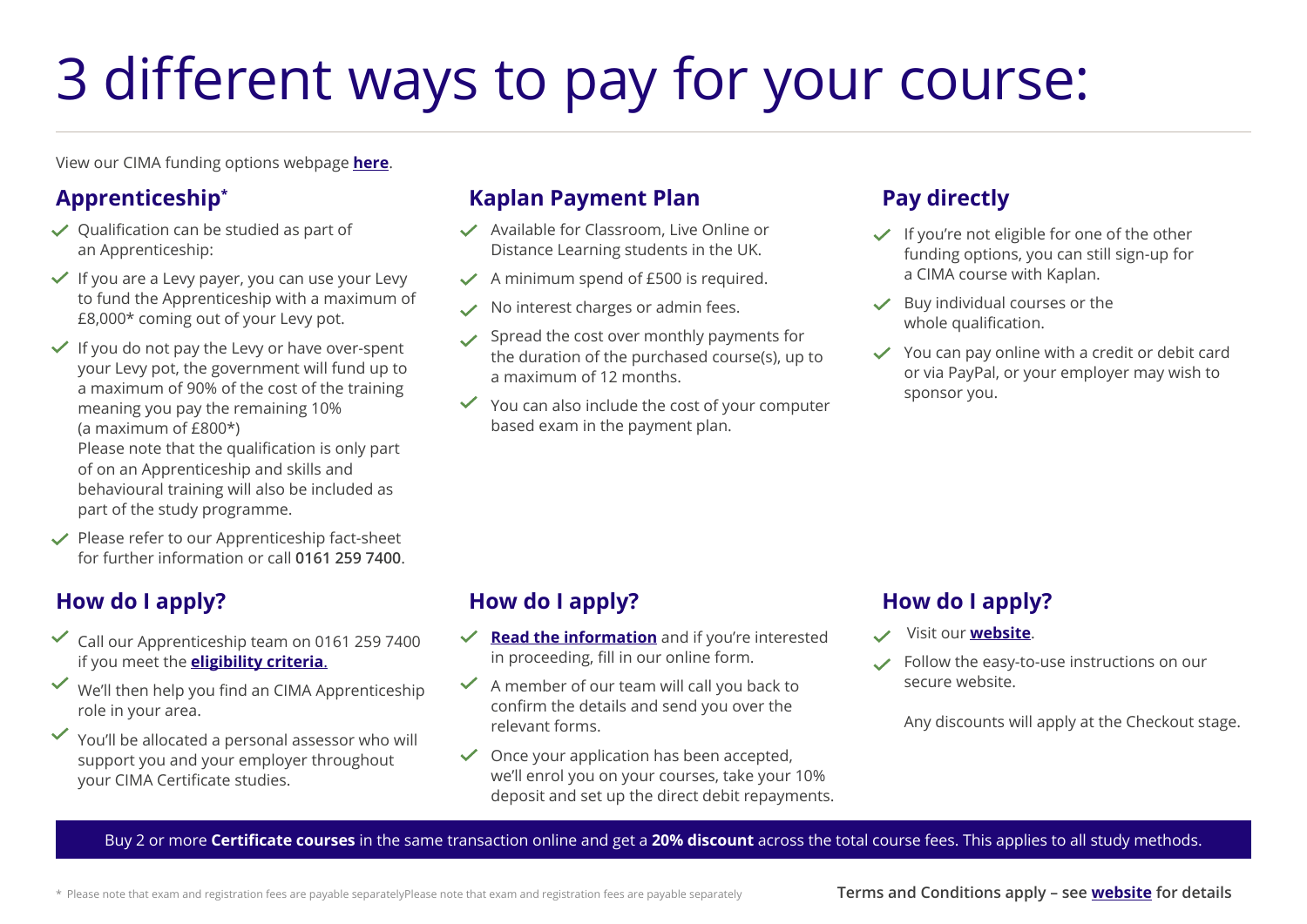# 3 different ways to pay for your course:

View our CIMA funding options webpage **here**.

## Apprenticeship*

- Qualification can be studied as part of an Apprenticeship:
- If you are a Levy payer, you can use your Levy to fund the Apprenticeship with a maximum of £8,000* coming out of your Levy pot.
- If you do not pay the Levy or have over-spent your Levy pot, the government will fund up to a maximum of 90% of the cost of the training meaning you pay the remaining 10% (a maximum of £800*)
  Please note that the qualification is only part of on an Apprenticeship and skills and behavioural training will also be included as part of the study programme.
- Please refer to our Apprenticeship fact-sheet for further information or call **0161 259 7400**.

### How do I apply?

- Call our Apprenticeship team on 0161 259 7400 if you meet the **eligibility criteria**.
- We'll then help you find an CIMA Apprenticeship role in your area.
- You'll be allocated a personal assessor who will support you and your employer throughout your CIMA Certificate studies.

## Kaplan Payment Plan

- Available for Classroom, Live Online or Distance Learning students in the UK.
- A minimum spend of £500 is required.
- No interest charges or admin fees.
- Spread the cost over monthly payments for the duration of the purchased course(s), up to a maximum of 12 months.
- You can also include the cost of your computer based exam in the payment plan.

### How do I apply?

- **Read the information** and if you're interested in proceeding, fill in our online form.
- A member of our team will call you back to confirm the details and send you over the relevant forms.
- Once your application has been accepted, we'll enrol you on your courses, take your 10% deposit and set up the direct debit repayments.

## Pay directly

- If you're not eligible for one of the other funding options, you can still sign-up for a CIMA course with Kaplan.
- Buy individual courses or the whole qualification.
- You can pay online with a credit or debit card or via PayPal, or your employer may wish to sponsor you.

### How do I apply?

- Visit our **website**.
- Follow the easy-to-use instructions on our secure website.

  Any discounts will apply at the Checkout stage.

Buy 2 or more **Certificate courses** in the same transaction online and get a **20% discount** across the total course fees. This applies to all study methods.

\* Please note that exam and registration fees are payable separatelyPlease note that exam and registration fees are payable separately

**Terms and Conditions apply – see website for details**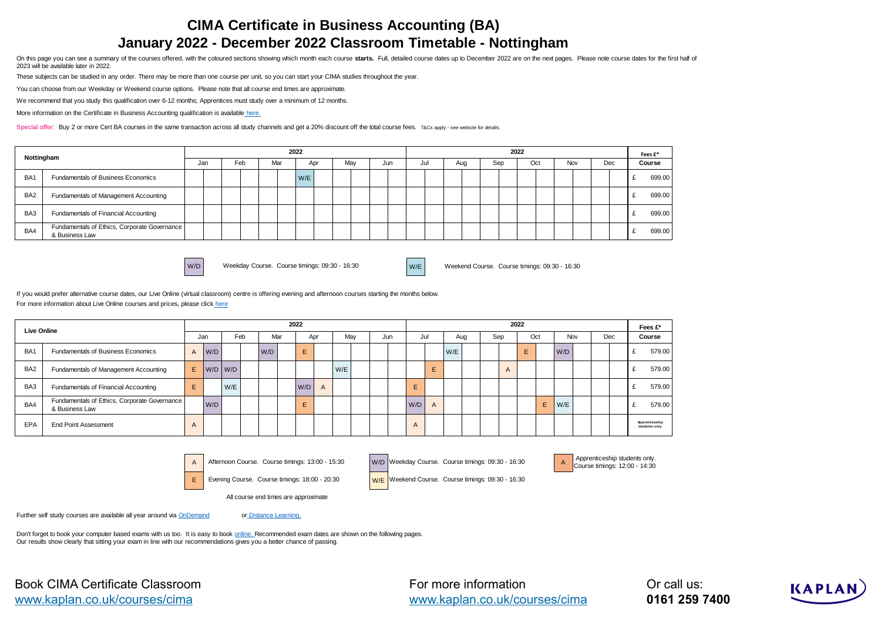# CIMA Certificate in Business Accounting (BA)

## January 2022 - December 2022 Classroom Timetable - Nottingham

On this page you can see a summary of the courses offered, with the coloured sections showing which month each course **starts.** Full, detailed course dates up to December 2022 are on the next pages. Please note course dates for the first half of 2023 will be available later in 2022.

These subjects can be studied in any order. There may be more than one course per unit, so you can start your CIMA studies throughout the year.

You can choose from our Weekday or Weekend course options. Please note that all course end times are approximate.

We recommend that you study this qualification over 6-12 months; Apprentices must study over a minimum of 12 months.

More information on the Certificate in Business Accounting qualification is available here.

**Special offer**: Buy 2 or more Cert BA courses in the same transaction across all study channels and get a 20% discount off the total course fees. T&Cs apply - see website for details.

| Nottingham | | 2022 | | | | | | | | | | | | 2022 | | | | | | | | | | | | Fees £* |
|---|---|---|---|---|---|---|---|---|---|---|---|---|---|---|---|---|---|---|---|---|---|---|---|---|---|---|
| | | Jan | | Feb | | Mar | | Apr | | May | | Jun | | Jul | | Aug | | Sep | | Oct | | Nov | | Dec | | Course |
| BA1 | Fundamentals of Business Economics | | | | | | | W/E | | | | | | | | | | | | | | | | | | £ 699.00 |
| BA2 | Fundamentals of Management Accounting | | | | | | | | | | | | | | | | | | | | | | | | | £ 699.00 |
| BA3 | Fundamentals of Financial Accounting | | | | | | | | | | | | | | | | | | | | | | | | | £ 699.00 |
| BA4 | Fundamentals of Ethics, Corporate Governance & Business Law | | | | | | | | | | | | | | | | | | | | | | | | | £ 699.00 |

W/D Weekday Course. Course timings: 09:30 - 16:30

W/E Weekend Course. Course timings: 09:30 - 16:30

If you would prefer alternative course dates, our Live Online (virtual classroom) centre is offering evening and afternoon courses starting the months below.

For more information about Live Online courses and prices, please click here

| Live Online | | 2022 | | | | | | | | | | | | 2022 | | | | | | | | | | | | Fees £* |
|---|---|---|---|---|---|---|---|---|---|---|---|---|---|---|---|---|---|---|---|---|---|---|---|---|---|---|
| | | Jan | | Feb | | Mar | | Apr | | May | | Jun | | Jul | | Aug | | Sep | | Oct | | Nov | | Dec | | Course |
| BA1 | Fundamentals of Business Economics | A | W/D | | | W/D | | E | | | | | | | | W/D | | | | E | | W/D | | | | £ 579.00 |
| BA2 | Fundamentals of Management Accounting | E | W/D | W/D | | | | | | W/E | | | | | E | | | | A | | | | | | | £ 579.00 |
| BA3 | Fundamentals of Financial Accounting | E | | W/E | | | | W/D | A | | | | | E | | | | | | | | | | | | £ 579.00 |
| BA4 | Fundamentals of Ethics, Corporate Governance & Business Law | | W/D | | | | | E | | | | | | W/D | A | | | | | | E | W/E | | | | £ 579.00 |
| EPA | End Point Assessment | A | | | | | | | | | | | | A | | | | | | | | | | | | Apprenticeship students only |

A Afternoon Course. Course timings: 13:00 - 15:30

E Evening Course. Course timings: 18:00 - 20:30

W/D Weekday Course. Course timings: 09:30 - 16:30

W/E Weekend Course. Course timings: 09:30 - 16:30

A Apprenticeship students only. Course timings: 12:00 - 14:30

All course end times are approximate

Further self study courses are available all year around via OnDemand or Distance Learning.

Don't forget to book your computer based exams with us too. It is easy to book online. Recommended exam dates are shown on the following pages. Our results show clearly that sitting your exam in line with our recommendations gives you a better chance of passing.

Book CIMA Certificate Classroom
www.kaplan.co.uk/courses/cima

For more information
www.kaplan.co.uk/courses/cima

Or call us:
**0161 259 7400**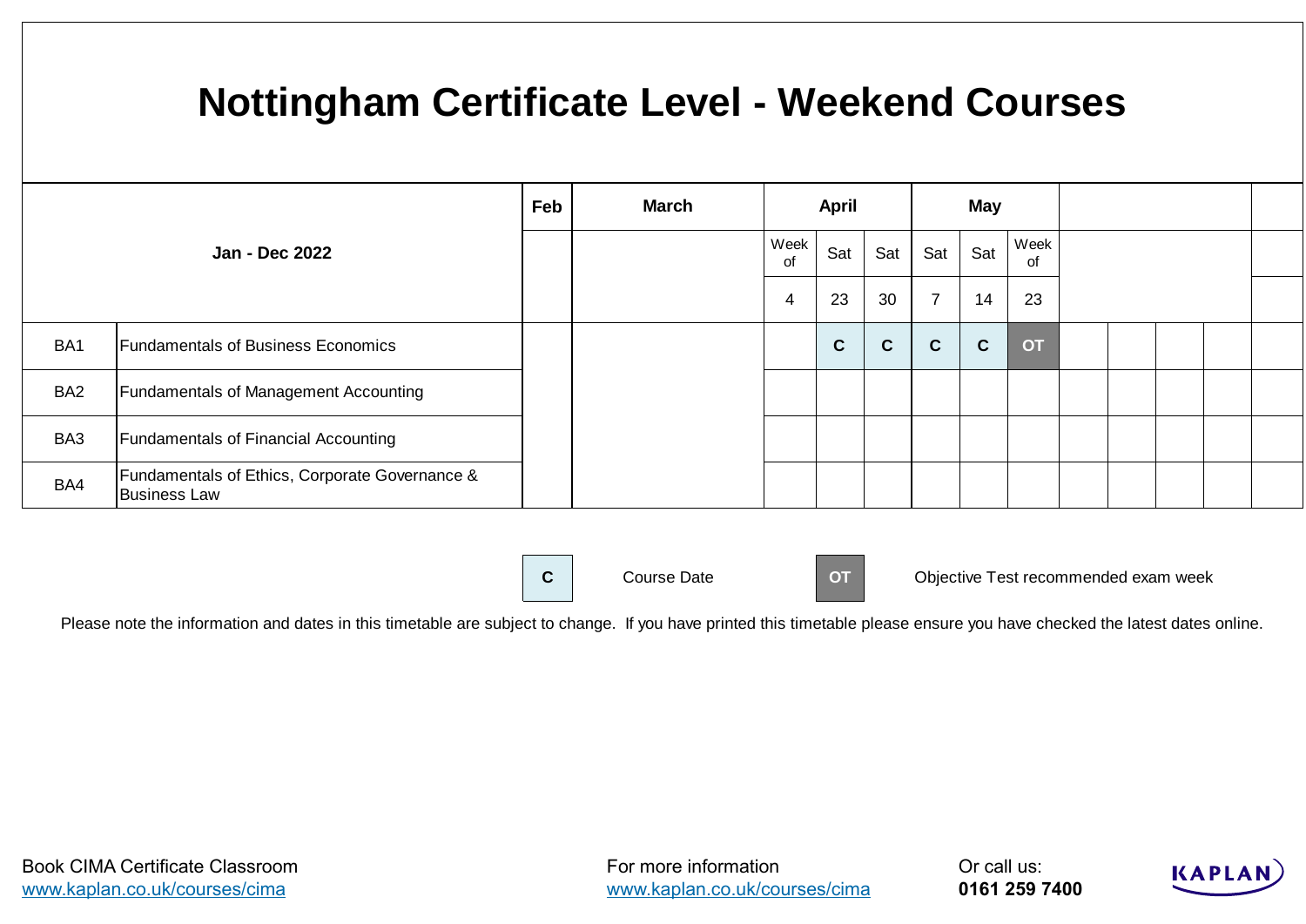# Nottingham Certificate Level - Weekend Courses

| Jan - Dec 2022 | | Feb | March | April | | | May | | | | | | | |
|---|---|---|---|---|---|---|---|---|---|---|---|---|---|---|
| | | | | Week of | Sat | Sat | Sat | Sat | Week of | | | | | |
| | | | | 4 | 23 | 30 | 7 | 14 | 23 | | | | | |
| BA1 | Fundamentals of Business Economics | | | | C | C | C | C | OT | | | | | |
| BA2 | Fundamentals of Management Accounting | | | | | | | | | | | | | |
| BA3 | Fundamentals of Financial Accounting | | | | | | | | | | | | | |
| BA4 | Fundamentals of Ethics, Corporate Governance & Business Law | | | | | | | | | | | | | |

| | | | |
|---|---|---|---|
| C | Course Date | OT | Objective Test recommended exam week |

Please note the information and dates in this timetable are subject to change. If you have printed this timetable please ensure you have checked the latest dates online.

Book CIMA Certificate Classroom
www.kaplan.co.uk/courses/cima

For more information
www.kaplan.co.uk/courses/cima

Or call us:
**0161 259 7400**

KAPLAN